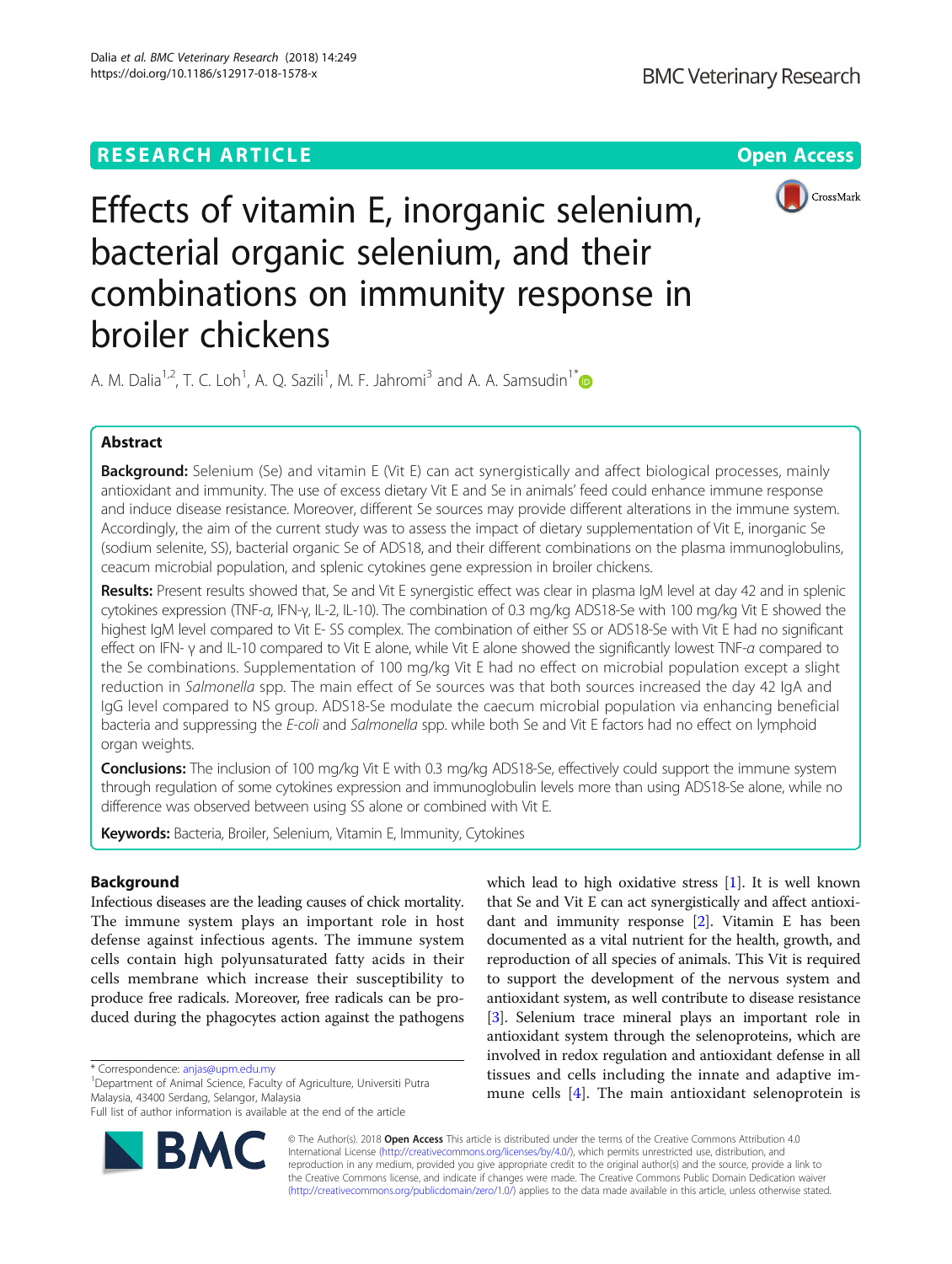RESEARCH ARTICLE

Open Access

# Effects of vitamin E, inorganic selenium, bacterial organic selenium, and their combinations on immunity response in broiler chickens

A. M. Dalia[1,2], T. C. Loh[1], A. Q. Sazili[1], M. F. Jahromi[3] and A. A. Samsudin[1*]

## Abstract

**Background:** Selenium (Se) and vitamin E (Vit E) can act synergistically and affect biological processes, mainly antioxidant and immunity. The use of excess dietary Vit E and Se in animals' feed could enhance immune response and induce disease resistance. Moreover, different Se sources may provide different alterations in the immune system. Accordingly, the aim of the current study was to assess the impact of dietary supplementation of Vit E, inorganic Se (sodium selenite, SS), bacterial organic Se of ADS18, and their different combinations on the plasma immunoglobulins, ceacum microbial population, and splenic cytokines gene expression in broiler chickens.

**Results:** Present results showed that, Se and Vit E synergistic effect was clear in plasma IgM level at day 42 and in splenic cytokines expression (TNF-*α*, IFN-γ, IL-2, IL-10). The combination of 0.3 mg/kg ADS18-Se with 100 mg/kg Vit E showed the highest IgM level compared to Vit E- SS complex. The combination of either SS or ADS18-Se with Vit E had no significant effect on IFN- γ and IL-10 compared to Vit E alone, while Vit E alone showed the significantly lowest TNF-*α* compared to the Se combinations. Supplementation of 100 mg/kg Vit E had no effect on microbial population except a slight reduction in *Salmonella* spp. The main effect of Se sources was that both sources increased the day 42 IgA and IgG level compared to NS group. ADS18-Se modulate the caecum microbial population via enhancing beneficial bacteria and suppressing the *E-coli* and *Salmonella* spp. while both Se and Vit E factors had no effect on lymphoid organ weights.

**Conclusions:** The inclusion of 100 mg/kg Vit E with 0.3 mg/kg ADS18-Se, effectively could support the immune system through regulation of some cytokines expression and immunoglobulin levels more than using ADS18-Se alone, while no difference was observed between using SS alone or combined with Vit E.

**Keywords:** Bacteria, Broiler, Selenium, Vitamin E, Immunity, Cytokines

## Background

Infectious diseases are the leading causes of chick mortality. The immune system plays an important role in host defense against infectious agents. The immune system cells contain high polyunsaturated fatty acids in their cells membrane which increase their susceptibility to produce free radicals. Moreover, free radicals can be produced during the phagocytes action against the pathogens which lead to high oxidative stress [1]. It is well known that Se and Vit E can act synergistically and affect antioxidant and immunity response [2]. Vitamin E has been documented as a vital nutrient for the health, growth, and reproduction of all species of animals. This Vit is required to support the development of the nervous system and antioxidant system, as well contribute to disease resistance [3]. Selenium trace mineral plays an important role in antioxidant system through the selenoproteins, which are involved in redox regulation and antioxidant defense in all tissues and cells including the innate and adaptive immune cells [4]. The main antioxidant selenoprotein is

\* Correspondence: anjas@upm.edu.my
[1]Department of Animal Science, Faculty of Agriculture, Universiti Putra Malaysia, 43400 Serdang, Selangor, Malaysia
Full list of author information is available at the end of the article

© The Author(s). 2018 **Open Access** This article is distributed under the terms of the Creative Commons Attribution 4.0 International License (http://creativecommons.org/licenses/by/4.0/), which permits unrestricted use, distribution, and reproduction in any medium, provided you give appropriate credit to the original author(s) and the source, provide a link to the Creative Commons license, and indicate if changes were made. The Creative Commons Public Domain Dedication waiver (http://creativecommons.org/publicdomain/zero/1.0/) applies to the data made available in this article, unless otherwise stated.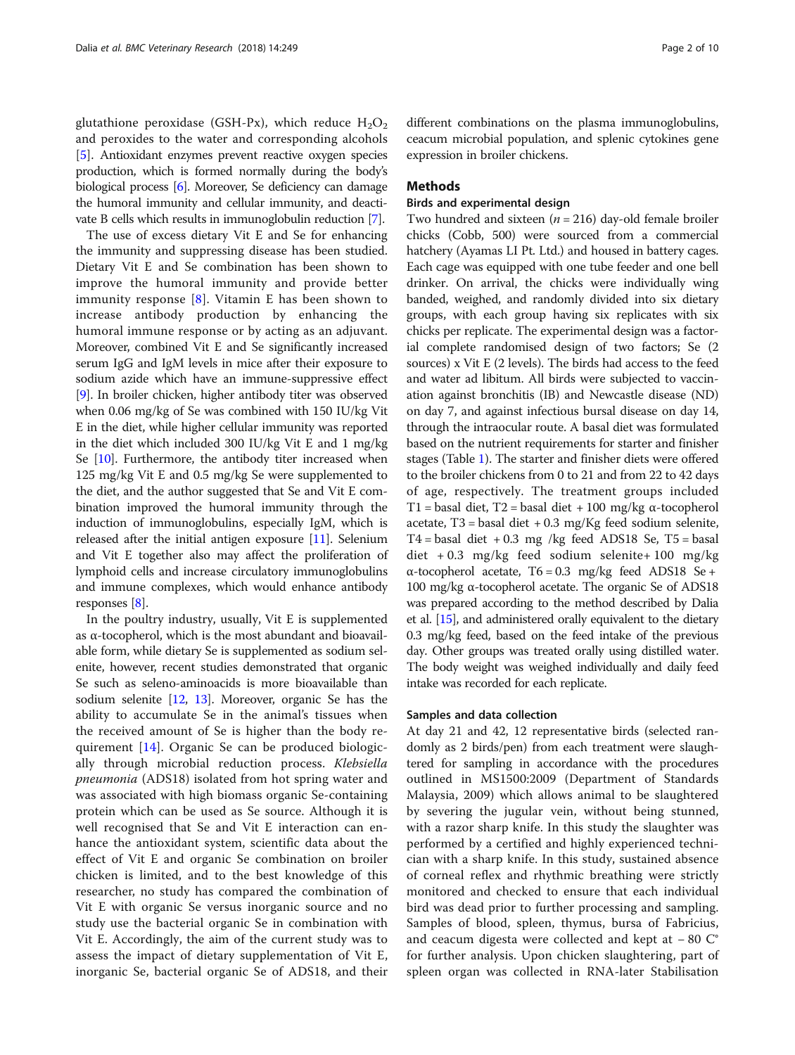glutathione peroxidase (GSH-Px), which reduce $H_2O_2$ and peroxides to the water and corresponding alcohols [5]. Antioxidant enzymes prevent reactive oxygen species production, which is formed normally during the body's biological process [6]. Moreover, Se deficiency can damage the humoral immunity and cellular immunity, and deactivate B cells which results in immunoglobulin reduction [7].

The use of excess dietary Vit E and Se for enhancing the immunity and suppressing disease has been studied. Dietary Vit E and Se combination has been shown to improve the humoral immunity and provide better immunity response [8]. Vitamin E has been shown to increase antibody production by enhancing the humoral immune response or by acting as an adjuvant. Moreover, combined Vit E and Se significantly increased serum IgG and IgM levels in mice after their exposure to sodium azide which have an immune-suppressive effect [9]. In broiler chicken, higher antibody titer was observed when 0.06 mg/kg of Se was combined with 150 IU/kg Vit E in the diet, while higher cellular immunity was reported in the diet which included 300 IU/kg Vit E and 1 mg/kg Se [10]. Furthermore, the antibody titer increased when 125 mg/kg Vit E and 0.5 mg/kg Se were supplemented to the diet, and the author suggested that Se and Vit E combination improved the humoral immunity through the induction of immunoglobulins, especially IgM, which is released after the initial antigen exposure [11]. Selenium and Vit E together also may affect the proliferation of lymphoid cells and increase circulatory immunoglobulins and immune complexes, which would enhance antibody responses [8].

In the poultry industry, usually, Vit E is supplemented as α-tocopherol, which is the most abundant and bioavailable form, while dietary Se is supplemented as sodium selenite, however, recent studies demonstrated that organic Se such as seleno-aminoacids is more bioavailable than sodium selenite [12, 13]. Moreover, organic Se has the ability to accumulate Se in the animal's tissues when the received amount of Se is higher than the body requirement [14]. Organic Se can be produced biologically through microbial reduction process. *Klebsiella pneumonia* (ADS18) isolated from hot spring water and was associated with high biomass organic Se-containing protein which can be used as Se source. Although it is well recognised that Se and Vit E interaction can enhance the antioxidant system, scientific data about the effect of Vit E and organic Se combination on broiler chicken is limited, and to the best knowledge of this researcher, no study has compared the combination of Vit E with organic Se versus inorganic source and no study use the bacterial organic Se in combination with Vit E. Accordingly, the aim of the current study was to assess the impact of dietary supplementation of Vit E, inorganic Se, bacterial organic Se of ADS18, and their different combinations on the plasma immunoglobulins, ceacum microbial population, and splenic cytokines gene expression in broiler chickens.

## Methods

### Birds and experimental design

Two hundred and sixteen ($n = 216$) day-old female broiler chicks (Cobb, 500) were sourced from a commercial hatchery (Ayamas LI Pt. Ltd.) and housed in battery cages. Each cage was equipped with one tube feeder and one bell drinker. On arrival, the chicks were individually wing banded, weighed, and randomly divided into six dietary groups, with each group having six replicates with six chicks per replicate. The experimental design was a factorial complete randomised design of two factors; Se (2 sources) x Vit E (2 levels). The birds had access to the feed and water ad libitum. All birds were subjected to vaccination against bronchitis (IB) and Newcastle disease (ND) on day 7, and against infectious bursal disease on day 14, through the intraocular route. A basal diet was formulated based on the nutrient requirements for starter and finisher stages (Table 1). The starter and finisher diets were offered to the broiler chickens from 0 to 21 and from 22 to 42 days of age, respectively. The treatment groups included T1 = basal diet, T2 = basal diet + 100 mg/kg α-tocopherol acetate, T3 = basal diet + 0.3 mg/Kg feed sodium selenite, T4 = basal diet + 0.3 mg /kg feed ADS18 Se, T5 = basal diet + 0.3 mg/kg feed sodium selenite+ 100 mg/kg α-tocopherol acetate, T6 = 0.3 mg/kg feed ADS18 Se + 100 mg/kg α-tocopherol acetate. The organic Se of ADS18 was prepared according to the method described by Dalia et al. [15], and administered orally equivalent to the dietary 0.3 mg/kg feed, based on the feed intake of the previous day. Other groups was treated orally using distilled water. The body weight was weighed individually and daily feed intake was recorded for each replicate.

### Samples and data collection

At day 21 and 42, 12 representative birds (selected randomly as 2 birds/pen) from each treatment were slaughtered for sampling in accordance with the procedures outlined in MS1500:2009 (Department of Standards Malaysia, 2009) which allows animal to be slaughtered by severing the jugular vein, without being stunned, with a razor sharp knife. In this study the slaughter was performed by a certified and highly experienced technician with a sharp knife. In this study, sustained absence of corneal reflex and rhythmic breathing were strictly monitored and checked to ensure that each individual bird was dead prior to further processing and sampling. Samples of blood, spleen, thymus, bursa of Fabricius, and ceacum digesta were collected and kept at − 80 C° for further analysis. Upon chicken slaughtering, part of spleen organ was collected in RNA-later Stabilisation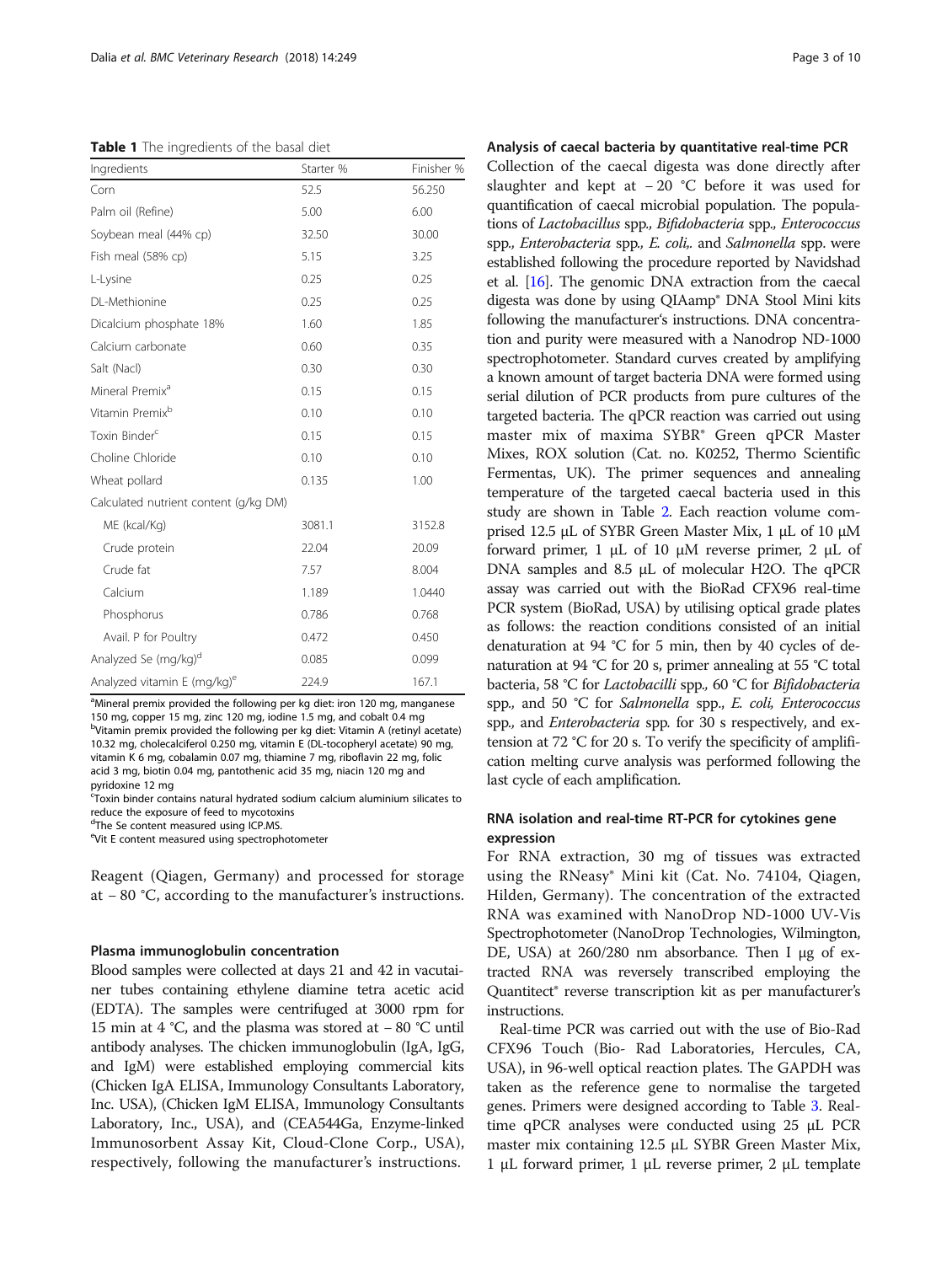**Table 1** The ingredients of the basal diet

| Ingredients | Starter % | Finisher % |
| --- | --- | --- |
| Corn | 52.5 | 56.250 |
| Palm oil (Refine) | 5.00 | 6.00 |
| Soybean meal (44% cp) | 32.50 | 30.00 |
| Fish meal (58% cp) | 5.15 | 3.25 |
| L-Lysine | 0.25 | 0.25 |
| DL-Methionine | 0.25 | 0.25 |
| Dicalcium phosphate 18% | 1.60 | 1.85 |
| Calcium carbonate | 0.60 | 0.35 |
| Salt (Nacl) | 0.30 | 0.30 |
| Mineral Premix[a] | 0.15 | 0.15 |
| Vitamin Premix[b] | 0.10 | 0.10 |
| Toxin Binder[c] | 0.15 | 0.15 |
| Choline Chloride | 0.10 | 0.10 |
| Wheat pollard | 0.135 | 1.00 |
| Calculated nutrient content (g/kg DM) | | |
| ME (kcal/Kg) | 3081.1 | 3152.8 |
| Crude protein | 22.04 | 20.09 |
| Crude fat | 7.57 | 8.004 |
| Calcium | 1.189 | 1.0440 |
| Phosphorus | 0.786 | 0.768 |
| Avail. P for Poultry | 0.472 | 0.450 |
| Analyzed Se (mg/kg)[d] | 0.085 | 0.099 |
| Analyzed vitamin E (mg/kg)[e] | 224.9 | 167.1 |

[a]Mineral premix provided the following per kg diet: iron 120 mg, manganese 150 mg, copper 15 mg, zinc 120 mg, iodine 1.5 mg, and cobalt 0.4 mg
[b]Vitamin premix provided the following per kg diet: Vitamin A (retinyl acetate) 10.32 mg, cholecalciferol 0.250 mg, vitamin E (DL-tocopheryl acetate) 90 mg, vitamin K 6 mg, cobalamin 0.07 mg, thiamine 7 mg, riboflavin 22 mg, folic acid 3 mg, biotin 0.04 mg, pantothenic acid 35 mg, niacin 120 mg and pyridoxine 12 mg
[c]Toxin binder contains natural hydrated sodium calcium aluminium silicates to reduce the exposure of feed to mycotoxins
[d]The Se content measured using ICP.MS.
[e]Vit E content measured using spectrophotometer

Reagent (Qiagen, Germany) and processed for storage at − 80 °C, according to the manufacturer's instructions.

#### Plasma immunoglobulin concentration

Blood samples were collected at days 21 and 42 in vacutainer tubes containing ethylene diamine tetra acetic acid (EDTA). The samples were centrifuged at 3000 rpm for 15 min at 4 °C, and the plasma was stored at − 80 °C until antibody analyses. The chicken immunoglobulin (IgA, IgG, and IgM) were established employing commercial kits (Chicken IgA ELISA, Immunology Consultants Laboratory, Inc. USA), (Chicken IgM ELISA, Immunology Consultants Laboratory, Inc., USA), and (CEA544Ga, Enzyme-linked Immunosorbent Assay Kit, Cloud-Clone Corp., USA), respectively, following the manufacturer's instructions.

#### Analysis of caecal bacteria by quantitative real-time PCR

Collection of the caecal digesta was done directly after slaughter and kept at − 20 °C before it was used for quantification of caecal microbial population. The populations of *Lactobacillus* spp., *Bifidobacteria* spp., *Enterococcus* spp., *Enterobacteria* spp., *E. coli*,. and *Salmonella* spp. were established following the procedure reported by Navidshad et al. [16]. The genomic DNA extraction from the caecal digesta was done by using QIAamp® DNA Stool Mini kits following the manufacturer's instructions. DNA concentration and purity were measured with a Nanodrop ND-1000 spectrophotometer. Standard curves created by amplifying a known amount of target bacteria DNA were formed using serial dilution of PCR products from pure cultures of the targeted bacteria. The qPCR reaction was carried out using master mix of maxima SYBR® Green qPCR Master Mixes, ROX solution (Cat. no. K0252, Thermo Scientific Fermentas, UK). The primer sequences and annealing temperature of the targeted caecal bacteria used in this study are shown in Table 2. Each reaction volume comprised 12.5 μL of SYBR Green Master Mix, 1 μL of 10 μM forward primer, 1 μL of 10 μM reverse primer, 2 μL of DNA samples and 8.5 μL of molecular H2O. The qPCR assay was carried out with the BioRad CFX96 real-time PCR system (BioRad, USA) by utilising optical grade plates as follows: the reaction conditions consisted of an initial denaturation at 94 °C for 5 min, then by 40 cycles of denaturation at 94 °C for 20 s, primer annealing at 55 °C total bacteria, 58 °C for *Lactobacilli* spp., 60 °C for *Bifidobacteria* spp., and 50 °C for *Salmonella* spp., *E. coli, Enterococcus* spp., and *Enterobacteria* spp. for 30 s respectively, and extension at 72 °C for 20 s. To verify the specificity of amplification melting curve analysis was performed following the last cycle of each amplification.

#### RNA isolation and real-time RT-PCR for cytokines gene expression

For RNA extraction, 30 mg of tissues was extracted using the RNeasy® Mini kit (Cat. No. 74104, Qiagen, Hilden, Germany). The concentration of the extracted RNA was examined with NanoDrop ND-1000 UV-Vis Spectrophotometer (NanoDrop Technologies, Wilmington, DE, USA) at 260/280 nm absorbance. Then I μg of extracted RNA was reversely transcribed employing the Quantitect® reverse transcription kit as per manufacturer's instructions.

Real-time PCR was carried out with the use of Bio-Rad CFX96 Touch (Bio- Rad Laboratories, Hercules, CA, USA), in 96-well optical reaction plates. The GAPDH was taken as the reference gene to normalise the targeted genes. Primers were designed according to Table 3. Real-time qPCR analyses were conducted using 25 μL PCR master mix containing 12.5 μL SYBR Green Master Mix, 1 μL forward primer, 1 μL reverse primer, 2 μL template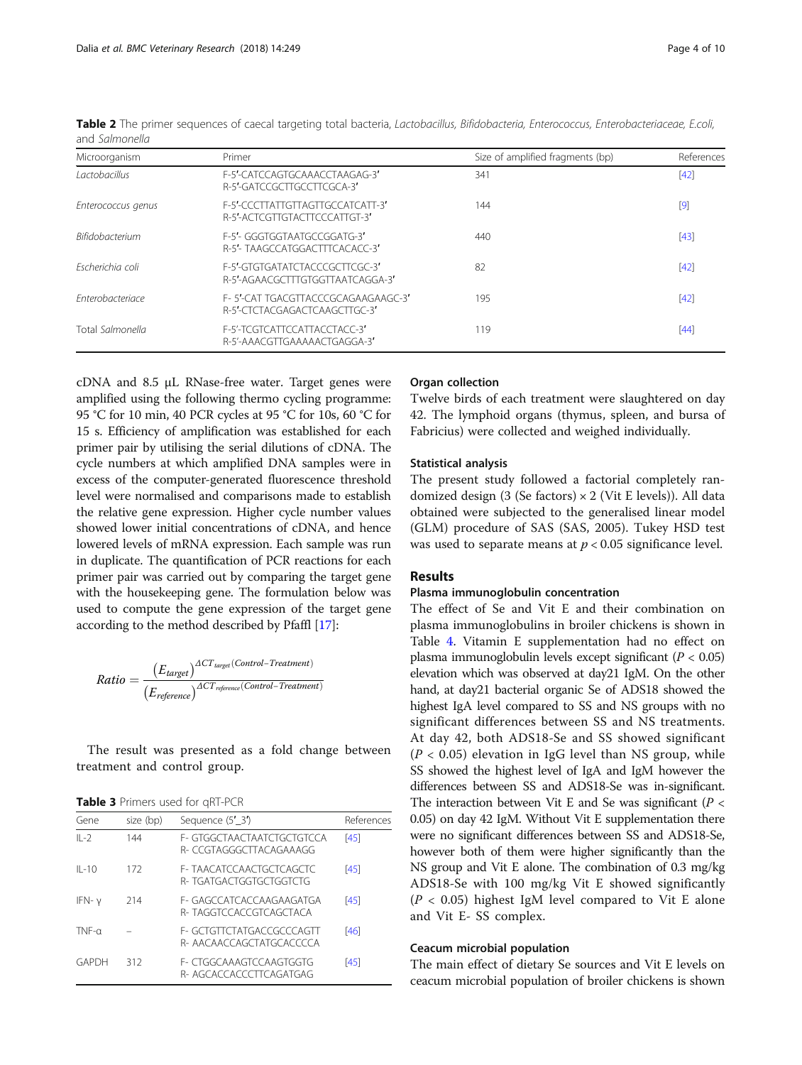**Table 2** The primer sequences of caecal targeting total bacteria, *Lactobacillus*, *Bifidobacteria*, *Enterococcus*, *Enterobacteriaceae*, *E.coli*, and *Salmonella*

| Microorganism | Primer | Size of amplified fragments (bp) | References |
|---|---|---|---|
| *Lactobacillus* | F-5′-CATCCAGTGCAAACCTAAGAG-3′<br>R-5′-GATCCGCTTGCCTTCGCA-3′ | 341 | [42] |
| *Enterococcus genus* | F-5′-CCCTTATTGTTAGTTGCCATCATT-3′<br>R-5′-ACTCGTTGTACTTCCCATTGT-3′ | 144 | [9] |
| *Bifidobacterium* | F-5′- GGGTGGTAATGCCGGATG-3′<br>R-5′- TAAGCCATGGACTTTCACACC-3′ | 440 | [43] |
| *Escherichia coli* | F-5′-GTGTGATATCTACCCGCTTCGC-3′<br>R-5′-AGAACGCTTTGTGGTTAATCAGGA-3′ | 82 | [42] |
| *Enterobacteriace* | F- 5′-CAT TGACGTTACCCGCAGAAGAAGC-3′<br>R-5′-CTCTACGAGACTCAAGCTTGC-3′ | 195 | [42] |
| Total *Salmonella* | F-5′-TCGTCATTCCATTACCTACC-3′<br>R-5′-AAACGTTGAAAAACTGAGGA-3′ | 119 | [44] |

cDNA and 8.5 μL RNase-free water. Target genes were amplified using the following thermo cycling programme: 95 °C for 10 min, 40 PCR cycles at 95 °C for 10s, 60 °C for 15 s. Efficiency of amplification was established for each primer pair by utilising the serial dilutions of cDNA. The cycle numbers at which amplified DNA samples were in excess of the computer-generated fluorescence threshold level were normalised and comparisons made to establish the relative gene expression. Higher cycle number values showed lower initial concentrations of cDNA, and hence lowered levels of mRNA expression. Each sample was run in duplicate. The quantification of PCR reactions for each primer pair was carried out by comparing the target gene with the housekeeping gene. The formulation below was used to compute the gene expression of the target gene according to the method described by Pfaffl [17]:

$$Ratio = \frac{(E_{target})^{\Delta CT_{target}(Control-Treatment)}}{(E_{reference})^{\Delta CT_{reference}(Control-Treatment)}}$$

The result was presented as a fold change between treatment and control group.

**Table 3** Primers used for qRT-PCR

| Gene | size (bp) | Sequence (5′_3′) | References |
|---|---|---|---|
| IL-2 | 144 | F- GTGGCTAACTAATCTGCTGTCCA<br>R- CCGTAGGGCTTACAGAAAGG | [45] |
| IL-10 | 172 | F- TAACATCCAACTGCTCAGCTC<br>R- TGATGACTGGTGCTGGTCTG | [45] |
| IFN- γ | 214 | F- GAGCCATCACCAAGAAGATGA<br>R- TAGGTCCACCGTCAGCTACA | [45] |
| TNF-α | – | F- GCTGTTCTATGACCGCCCAGTT<br>R- AACAACCAGCTATGCACCCCA | [46] |
| GAPDH | 312 | F- CTGGCAAAGTCCAAGTGGTG<br>R- AGCACCACCCTTCAGATGAG | [45] |

### Organ collection

Twelve birds of each treatment were slaughtered on day 42. The lymphoid organs (thymus, spleen, and bursa of Fabricius) were collected and weighed individually.

### Statistical analysis

The present study followed a factorial completely randomized design (3 (Se factors) × 2 (Vit E levels)). All data obtained were subjected to the generalised linear model (GLM) procedure of SAS (SAS, 2005). Tukey HSD test was used to separate means at $p < 0.05$ significance level.

## Results

### Plasma immunoglobulin concentration

The effect of Se and Vit E and their combination on plasma immunoglobulins in broiler chickens is shown in Table 4. Vitamin E supplementation had no effect on plasma immunoglobulin levels except significant ($P < 0.05$) elevation which was observed at day21 IgM. On the other hand, at day21 bacterial organic Se of ADS18 showed the highest IgA level compared to SS and NS groups with no significant differences between SS and NS treatments. At day 42, both ADS18-Se and SS showed significant ($P < 0.05$) elevation in IgG level than NS group, while SS showed the highest level of IgA and IgM however the differences between SS and ADS18-Se was in-significant. The interaction between Vit E and Se was significant ($P < 0.05$) on day 42 IgM. Without Vit E supplementation there were no significant differences between SS and ADS18-Se, however both of them were higher significantly than the NS group and Vit E alone. The combination of 0.3 mg/kg ADS18-Se with 100 mg/kg Vit E showed significantly ($P < 0.05$) highest IgM level compared to Vit E alone and Vit E- SS complex.

### Ceacum microbial population

The main effect of dietary Se sources and Vit E levels on ceacum microbial population of broiler chickens is shown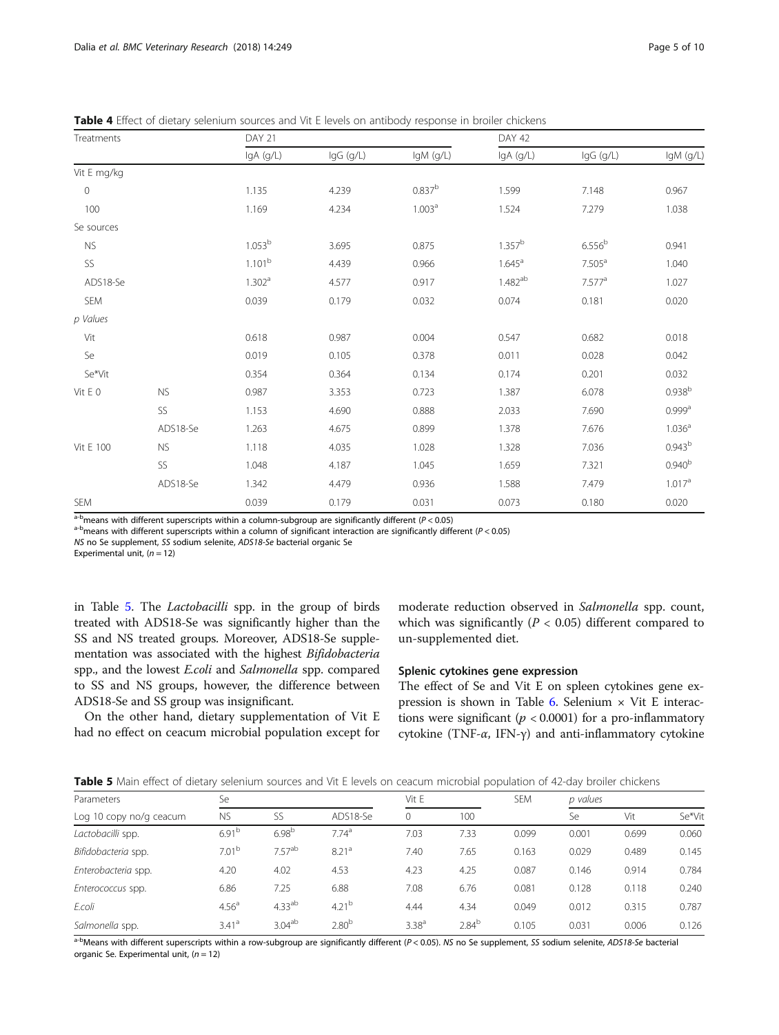**Table 4** Effect of dietary selenium sources and Vit E levels on antibody response in broiler chickens

| Treatments | | DAY 21 | | | DAY 42 | | |
|---|---|---|---|---|---|---|---|
| | | IgA (g/L) | IgG (g/L) | IgM (g/L) | IgA (g/L) | IgG (g/L) | IgM (g/L) |
| Vit E mg/kg | | | | | | | |
| 0 | | 1.135 | 4.239 | 0.837[b] | 1.599 | 7.148 | 0.967 |
| 100 | | 1.169 | 4.234 | 1.003[a] | 1.524 | 7.279 | 1.038 |
| Se sources | | | | | | | |
| NS | | 1.053[b] | 3.695 | 0.875 | 1.357[b] | 6.556[b] | 0.941 |
| SS | | 1.101[b] | 4.439 | 0.966 | 1.645[a] | 7.505[a] | 1.040 |
| ADS18-Se | | 1.302[a] | 4.577 | 0.917 | 1.482[ab] | 7.577[a] | 1.027 |
| SEM | | 0.039 | 0.179 | 0.032 | 0.074 | 0.181 | 0.020 |
| *p Values* | | | | | | | |
| Vit | | 0.618 | 0.987 | 0.004 | 0.547 | 0.682 | 0.018 |
| Se | | 0.019 | 0.105 | 0.378 | 0.011 | 0.028 | 0.042 |
| Se*Vit | | 0.354 | 0.364 | 0.134 | 0.174 | 0.201 | 0.032 |
| Vit E 0 | NS | 0.987 | 3.353 | 0.723 | 1.387 | 6.078 | 0.938[b] |
| | SS | 1.153 | 4.690 | 0.888 | 2.033 | 7.690 | 0.999[a] |
| | ADS18-Se | 1.263 | 4.675 | 0.899 | 1.378 | 7.676 | 1.036[a] |
| Vit E 100 | NS | 1.118 | 4.035 | 1.028 | 1.328 | 7.036 | 0.943[b] |
| | SS | 1.048 | 4.187 | 1.045 | 1.659 | 7.321 | 0.940[b] |
| | ADS18-Se | 1.342 | 4.479 | 0.936 | 1.588 | 7.479 | 1.017[a] |
| SEM | | 0.039 | 0.179 | 0.031 | 0.073 | 0.180 | 0.020 |

[a-b]means with different superscripts within a column-subgroup are significantly different ($P < 0.05$)
[a-b]means with different superscripts within a column of significant interaction are significantly different ($P < 0.05$)
*NS* no Se supplement, *SS* sodium selenite, *ADS18-Se* bacterial organic Se
Experimental unit, ($n = 12$)

in Table 5. The *Lactobacilli* spp. in the group of birds treated with ADS18-Se was significantly higher than the SS and NS treated groups. Moreover, ADS18-Se supplementation was associated with the highest *Bifidobacteria* spp., and the lowest *E.coli* and *Salmonella* spp. compared to SS and NS groups, however, the difference between ADS18-Se and SS group was insignificant.

On the other hand, dietary supplementation of Vit E had no effect on ceacum microbial population except for moderate reduction observed in *Salmonella* spp. count, which was significantly ($P < 0.05$) different compared to un-supplemented diet.

### Splenic cytokines gene expression

The effect of Se and Vit E on spleen cytokines gene expression is shown in Table 6. Selenium × Vit E interactions were significant ($p < 0.0001$) for a pro-inflammatory cytokine (TNF-$\alpha$, IFN-$\gamma$) and anti-inflammatory cytokine

**Table 5** Main effect of dietary selenium sources and Vit E levels on ceacum microbial population of 42-day broiler chickens

| Parameters | Se | | | Vit E | | SEM | *p values* | | |
|---|---|---|---|---|---|---|---|---|---|
| Log 10 copy no/g ceacum | NS | SS | ADS18-Se | 0 | 100 | | Se | Vit | Se*Vit |
| *Lactobacilli* spp. | 6.91[b] | 6.98[b] | 7.74[a] | 7.03 | 7.33 | 0.099 | 0.001 | 0.699 | 0.060 |
| *Bifidobacteria* spp. | 7.01[b] | 7.57[ab] | 8.21[a] | 7.40 | 7.65 | 0.163 | 0.029 | 0.489 | 0.145 |
| *Enterobacteria* spp. | 4.20 | 4.02 | 4.53 | 4.23 | 4.25 | 0.087 | 0.146 | 0.914 | 0.784 |
| *Enterococcus* spp. | 6.86 | 7.25 | 6.88 | 7.08 | 6.76 | 0.081 | 0.128 | 0.118 | 0.240 |
| *E.coli* | 4.56[a] | 4.33[ab] | 4.21[b] | 4.44 | 4.34 | 0.049 | 0.012 | 0.315 | 0.787 |
| *Salmonella* spp. | 3.41[a] | 3.04[ab] | 2.80[b] | 3.38[a] | 2.84[b] | 0.105 | 0.031 | 0.006 | 0.126 |

[a-b]Means with different superscripts within a row-subgroup are significantly different ($P < 0.05$). *NS* no Se supplement, *SS* sodium selenite, *ADS18-Se* bacterial organic Se. Experimental unit, ($n = 12$)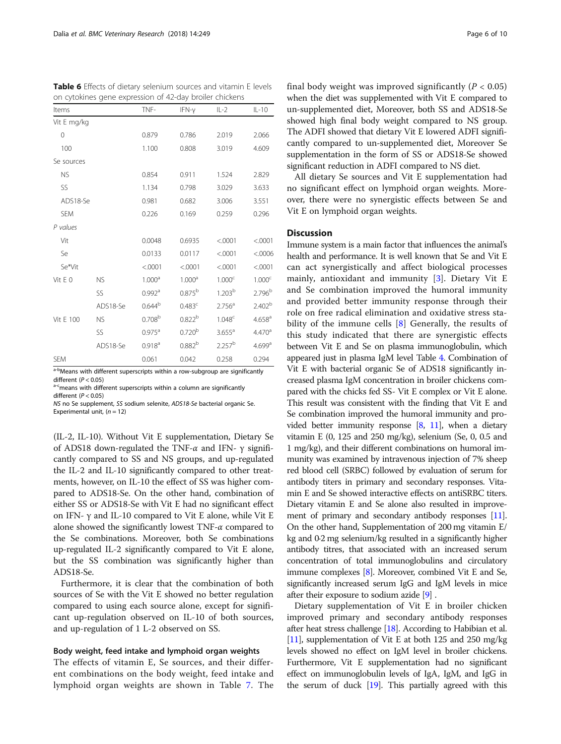**Table 6** Effects of dietary selenium sources and vitamin E levels on cytokines gene expression of 42-day broiler chickens

| Items | | TNF- | IFN-γ | IL-2 | IL-10 |
|---|---|---|---|---|---|
| Vit E mg/kg | | | | | |
| 0 | | 0.879 | 0.786 | 2.019 | 2.066 |
| 100 | | 1.100 | 0.808 | 3.019 | 4.609 |
| Se sources | | | | | |
| NS | | 0.854 | 0.911 | 1.524 | 2.829 |
| SS | | 1.134 | 0.798 | 3.029 | 3.633 |
| ADS18-Se | | 0.981 | 0.682 | 3.006 | 3.551 |
| SEM | | 0.226 | 0.169 | 0.259 | 0.296 |
| *P values* | | | | | |
| Vit | | 0.0048 | 0.6935 | <.0001 | <.0001 |
| Se | | 0.0133 | 0.0117 | <.0001 | <.0006 |
| Se*Vit | | <.0001 | <.0001 | <.0001 | <.0001 |
| Vit E 0 | NS | 1.000[a] | 1.000[a] | 1.000[c] | 1.000[c] |
| | SS | 0.992[a] | 0.875[b] | 1.203[b] | 2.796[b] |
| | ADS18-Se | 0.644[b] | 0.483[c] | 2.756[a] | 2.402[b] |
| Vit E 100 | NS | 0.708[b] | 0.822[b] | 1.048[c] | 4.658[a] |
| | SS | 0.975[a] | 0.720[b] | 3.655[a] | 4.470[a] |
| | ADS18-Se | 0.918[a] | 0.882[b] | 2.257[b] | 4.699[a] |
| SEM | | 0.061 | 0.042 | 0.258 | 0.294 |

[a-b]Means with different superscripts within a row-subgroup are significantly different ($P < 0.05$)
[a-c]means with different superscripts within a column are significantly different ($P < 0.05$)
NS no Se supplement, SS sodium selenite, ADS18-Se bacterial organic Se. Experimental unit, ($n = 12$)

(IL-2, IL-10). Without Vit E supplementation, Dietary Se of ADS18 down-regulated the TNF-$\alpha$ and IFN- γ significantly compared to SS and NS groups, and up-regulated the IL-2 and IL-10 significantly compared to other treatments, however, on IL-10 the effect of SS was higher compared to ADS18-Se. On the other hand, combination of either SS or ADS18-Se with Vit E had no significant effect on IFN- γ and IL-10 compared to Vit E alone, while Vit E alone showed the significantly lowest TNF-$\alpha$ compared to the Se combinations. Moreover, both Se combinations up-regulated IL-2 significantly compared to Vit E alone, but the SS combination was significantly higher than ADS18-Se.

Furthermore, it is clear that the combination of both sources of Se with the Vit E showed no better regulation compared to using each source alone, except for significant up-regulation observed on IL-10 of both sources, and up-regulation of 1 L-2 observed on SS.

### Body weight, feed intake and lymphoid organ weights

The effects of vitamin E, Se sources, and their different combinations on the body weight, feed intake and lymphoid organ weights are shown in Table 7. The final body weight was improved significantly ($P < 0.05$) when the diet was supplemented with Vit E compared to un-supplemented diet, Moreover, both SS and ADS18-Se showed high final body weight compared to NS group. The ADFI showed that dietary Vit E lowered ADFI significantly compared to un-supplemented diet, Moreover Se supplementation in the form of SS or ADS18-Se showed significant reduction in ADFI compared to NS diet.

All dietary Se sources and Vit E supplementation had no significant effect on lymphoid organ weights. Moreover, there were no synergistic effects between Se and Vit E on lymphoid organ weights.

## Discussion

Immune system is a main factor that influences the animal's health and performance. It is well known that Se and Vit E can act synergistically and affect biological processes mainly, antioxidant and immunity [3]. Dietary Vit E and Se combination improved the humoral immunity and provided better immunity response through their role on free radical elimination and oxidative stress stability of the immune cells [8] Generally, the results of this study indicated that there are synergistic effects between Vit E and Se on plasma immunoglobulin, which appeared just in plasma IgM level Table 4. Combination of Vit E with bacterial organic Se of ADS18 significantly increased plasma IgM concentration in broiler chickens compared with the chicks fed SS- Vit E complex or Vit E alone. This result was consistent with the finding that Vit E and Se combination improved the humoral immunity and provided better immunity response [8, 11], when a dietary vitamin E (0, 125 and 250 mg/kg), selenium (Se, 0, 0.5 and 1 mg/kg), and their different combinations on humoral immunity was examined by intravenous injection of 7% sheep red blood cell (SRBC) followed by evaluation of serum for antibody titers in primary and secondary responses. Vitamin E and Se showed interactive effects on antiSRBC titers. Dietary vitamin E and Se alone also resulted in improvement of primary and secondary antibody responses [11]. On the other hand, Supplementation of 200 mg vitamin E/kg and 0·2 mg selenium/kg resulted in a significantly higher antibody titres, that associated with an increased serum concentration of total immunoglobulins and circulatory immune complexes [8]. Moreover, combined Vit E and Se, significantly increased serum IgG and IgM levels in mice after their exposure to sodium azide [9] .

Dietary supplementation of Vit E in broiler chicken improved primary and secondary antibody responses after heat stress challenge [18]. According to Habibian et al. [11], supplementation of Vit E at both 125 and 250 mg/kg levels showed no effect on IgM level in broiler chickens. Furthermore, Vit E supplementation had no significant effect on immunoglobulin levels of IgA, IgM, and IgG in the serum of duck [19]. This partially agreed with this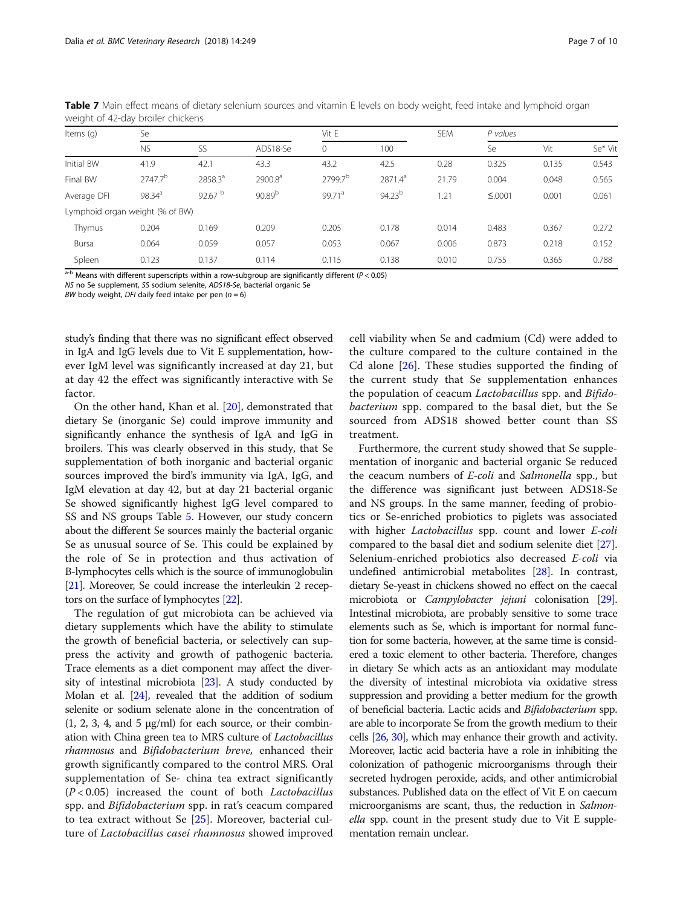**Table 7** Main effect means of dietary selenium sources and vitamin E levels on body weight, feed intake and lymphoid organ weight of 42-day broiler chickens

| Items (g) | Se | | | Vit E | | SEM | P values | | |
|---|---|---|---|---|---|---|---|---|---|
| | NS | SS | ADS18-Se | 0 | 100 | | Se | Vit | Se* Vit |
| Initial BW | 41.9 | 42.1 | 43.3 | 43.2 | 42.5 | 0.28 | 0.325 | 0.135 | 0.543 |
| Final BW | 2747.7[b] | 2858.3[a] | 2900.8[a] | 2799.7[b] | 2871.4[a] | 21.79 | 0.004 | 0.048 | 0.565 |
| Average DFI | 98.34[a] | 92.67 [b] | 90.89[b] | 99.71[a] | 94.23[b] | 1.21 | ≤.0001 | 0.001 | 0.061 |
| Lymphoid organ weight (% of BW) | | | | | | | | | |
| Thymus | 0.204 | 0.169 | 0.209 | 0.205 | 0.178 | 0.014 | 0.483 | 0.367 | 0.272 |
| Bursa | 0.064 | 0.059 | 0.057 | 0.053 | 0.067 | 0.006 | 0.873 | 0.218 | 0.152 |
| Spleen | 0.123 | 0.137 | 0.114 | 0.115 | 0.138 | 0.010 | 0.755 | 0.365 | 0.788 |

[a-b] Means with different superscripts within a row-subgroup are significantly different ($P < 0.05$)
*NS* no Se supplement, *SS* sodium selenite, *ADS18-Se*, bacterial organic Se
*BW* body weight, *DFI* daily feed intake per pen ($n = 6$)

study's finding that there was no significant effect observed in IgA and IgG levels due to Vit E supplementation, however IgM level was significantly increased at day 21, but at day 42 the effect was significantly interactive with Se factor.

On the other hand, Khan et al. [20], demonstrated that dietary Se (inorganic Se) could improve immunity and significantly enhance the synthesis of IgA and IgG in broilers. This was clearly observed in this study, that Se supplementation of both inorganic and bacterial organic sources improved the bird's immunity via IgA, IgG, and IgM elevation at day 42, but at day 21 bacterial organic Se showed significantly highest IgG level compared to SS and NS groups Table 5. However, our study concern about the different Se sources mainly the bacterial organic Se as unusual source of Se. This could be explained by the role of Se in protection and thus activation of B-lymphocytes cells which is the source of immunoglobulin [21]. Moreover, Se could increase the interleukin 2 receptors on the surface of lymphocytes [22].

The regulation of gut microbiota can be achieved via dietary supplements which have the ability to stimulate the growth of beneficial bacteria, or selectively can suppress the activity and growth of pathogenic bacteria. Trace elements as a diet component may affect the diversity of intestinal microbiota [23]. A study conducted by Molan et al. [24], revealed that the addition of sodium selenite or sodium selenate alone in the concentration of (1, 2, 3, 4, and 5 μg/ml) for each source, or their combination with China green tea to MRS culture of *Lactobacillus rhamnosus* and *Bifidobacterium breve,* enhanced their growth significantly compared to the control MRS. Oral supplementation of Se- china tea extract significantly ($P < 0.05$) increased the count of both *Lactobacillus* spp. and *Bifidobacterium* spp. in rat's ceacum compared to tea extract without Se [25]. Moreover, bacterial culture of *Lactobacillus casei rhamnosus* showed improved cell viability when Se and cadmium (Cd) were added to the culture compared to the culture contained in the Cd alone [26]. These studies supported the finding of the current study that Se supplementation enhances the population of ceacum *Lactobacillus* spp. and *Bifidobacterium* spp. compared to the basal diet, but the Se sourced from ADS18 showed better count than SS treatment.

Furthermore, the current study showed that Se supplementation of inorganic and bacterial organic Se reduced the ceacum numbers of *E-coli* and *Salmonella* spp., but the difference was significant just between ADS18-Se and NS groups. In the same manner, feeding of probiotics or Se-enriched probiotics to piglets was associated with higher *Lactobacillus* spp. count and lower *E-coli* compared to the basal diet and sodium selenite diet [27]. Selenium-enriched probiotics also decreased *E-coli* via undefined antimicrobial metabolites [28]. In contrast, dietary Se-yeast in chickens showed no effect on the caecal microbiota or *Campylobacter jejuni* colonisation [29]. Intestinal microbiota, are probably sensitive to some trace elements such as Se, which is important for normal function for some bacteria, however, at the same time is considered a toxic element to other bacteria. Therefore, changes in dietary Se which acts as an antioxidant may modulate the diversity of intestinal microbiota via oxidative stress suppression and providing a better medium for the growth of beneficial bacteria. Lactic acids and *Bifidobacterium* spp. are able to incorporate Se from the growth medium to their cells [26, 30], which may enhance their growth and activity. Moreover, lactic acid bacteria have a role in inhibiting the colonization of pathogenic microorganisms through their secreted hydrogen peroxide, acids, and other antimicrobial substances. Published data on the effect of Vit E on caecum microorganisms are scant, thus, the reduction in *Salmonella* spp. count in the present study due to Vit E supplementation remain unclear.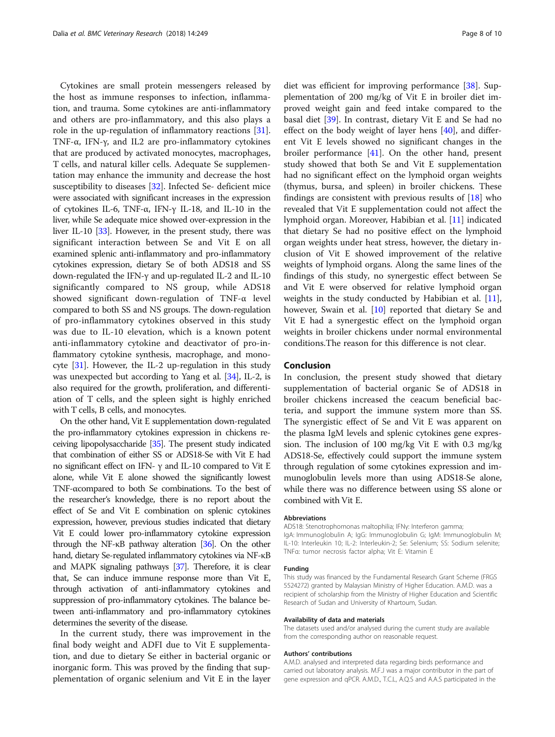Cytokines are small protein messengers released by the host as immune responses to infection, inflammation, and trauma. Some cytokines are anti-inflammatory and others are pro-inflammatory, and this also plays a role in the up-regulation of inflammatory reactions [31]. TNF-α, IFN-γ, and IL2 are pro-inflammatory cytokines that are produced by activated monocytes, macrophages, T cells, and natural killer cells. Adequate Se supplementation may enhance the immunity and decrease the host susceptibility to diseases [32]. Infected Se- deficient mice were associated with significant increases in the expression of cytokines IL-6, TNF-α, IFN-γ IL-18, and IL-10 in the liver, while Se adequate mice showed over-expression in the liver IL-10 [33]. However, in the present study, there was significant interaction between Se and Vit E on all examined splenic anti-inflammatory and pro-inflammatory cytokines expression, dietary Se of both ADS18 and SS down-regulated the IFN-γ and up-regulated IL-2 and IL-10 significantly compared to NS group, while ADS18 showed significant down-regulation of TNF-α level compared to both SS and NS groups. The down-regulation of pro-inflammatory cytokines observed in this study was due to IL-10 elevation, which is a known potent anti-inflammatory cytokine and deactivator of pro-inflammatory cytokine synthesis, macrophage, and monocyte [31]. However, the IL-2 up-regulation in this study was unexpected but according to Yang et al. [34], IL-2, is also required for the growth, proliferation, and differentiation of T cells, and the spleen sight is highly enriched with T cells, B cells, and monocytes.

On the other hand, Vit E supplementation down-regulated the pro-inflammatory cytokines expression in chickens receiving lipopolysaccharide [35]. The present study indicated that combination of either SS or ADS18-Se with Vit E had no significant effect on IFN- γ and IL-10 compared to Vit E alone, while Vit E alone showed the significantly lowest TNF-αcompared to both Se combinations. To the best of the researcher's knowledge, there is no report about the effect of Se and Vit E combination on splenic cytokines expression, however, previous studies indicated that dietary Vit E could lower pro-inflammatory cytokine expression through the NF-κB pathway alteration [36]. On the other hand, dietary Se-regulated inflammatory cytokines via NF-κB and MAPK signaling pathways [37]. Therefore, it is clear that, Se can induce immune response more than Vit E, through activation of anti-inflammatory cytokines and suppression of pro-inflammatory cytokines. The balance between anti-inflammatory and pro-inflammatory cytokines determines the severity of the disease.

In the current study, there was improvement in the final body weight and ADFI due to Vit E supplementation, and due to dietary Se either in bacterial organic or inorganic form. This was proved by the finding that supplementation of organic selenium and Vit E in the layer diet was efficient for improving performance [38]. Supplementation of 200 mg/kg of Vit E in broiler diet improved weight gain and feed intake compared to the basal diet [39]. In contrast, dietary Vit E and Se had no effect on the body weight of layer hens [40], and different Vit E levels showed no significant changes in the broiler performance [41]. On the other hand, present study showed that both Se and Vit E supplementation had no significant effect on the lymphoid organ weights (thymus, bursa, and spleen) in broiler chickens. These findings are consistent with previous results of [18] who revealed that Vit E supplementation could not affect the lymphoid organ. Moreover, Habibian et al. [11] indicated that dietary Se had no positive effect on the lymphoid organ weights under heat stress, however, the dietary inclusion of Vit E showed improvement of the relative weights of lymphoid organs. Along the same lines of the findings of this study, no synergestic effect between Se and Vit E were observed for relative lymphoid organ weights in the study conducted by Habibian et al. [11], however, Swain et al. [10] reported that dietary Se and Vit E had a synergestic effect on the lymphoid organ weights in broiler chickens under normal environmental conditions.The reason for this difference is not clear.

## Conclusion

In conclusion, the present study showed that dietary supplementation of bacterial organic Se of ADS18 in broiler chickens increased the ceacum beneficial bacteria, and support the immune system more than SS. The synergistic effect of Se and Vit E was apparent on the plasma IgM levels and splenic cytokines gene expression. The inclusion of 100 mg/kg Vit E with 0.3 mg/kg ADS18-Se, effectively could support the immune system through regulation of some cytokines expression and immunoglobulin levels more than using ADS18-Se alone, while there was no difference between using SS alone or combined with Vit E.

#### Abbreviations

ADS18: Stenotrophomonas maltophilia; IFNγ: Interferon gamma; IgA: Immunoglobulin A; IgG: Immunoglobulin G; IgM: Immunoglobulin M; IL-10: Interleukin 10; IL-2: Interleukin-2; Se: Selenium; SS: Sodium selenite; TNFα: tumor necrosis factor alpha; Vit E: Vitamin E

#### Funding

This study was financed by the Fundamental Research Grant Scheme (FRGS 5524272) granted by Malaysian Ministry of Higher Education. A.M.D. was a recipient of scholarship from the Ministry of Higher Education and Scientific Research of Sudan and University of Khartoum, Sudan.

#### Availability of data and materials

The datasets used and/or analysed during the current study are available from the corresponding author on reasonable request.

#### Authors' contributions

A.M.D. analysed and interpreted data regarding birds performance and carried out laboratory analysis. M.F.J was a major contributor in the part of gene expression and qPCR. A.M.D., T.C.L, A.Q.S and A.A.S participated in the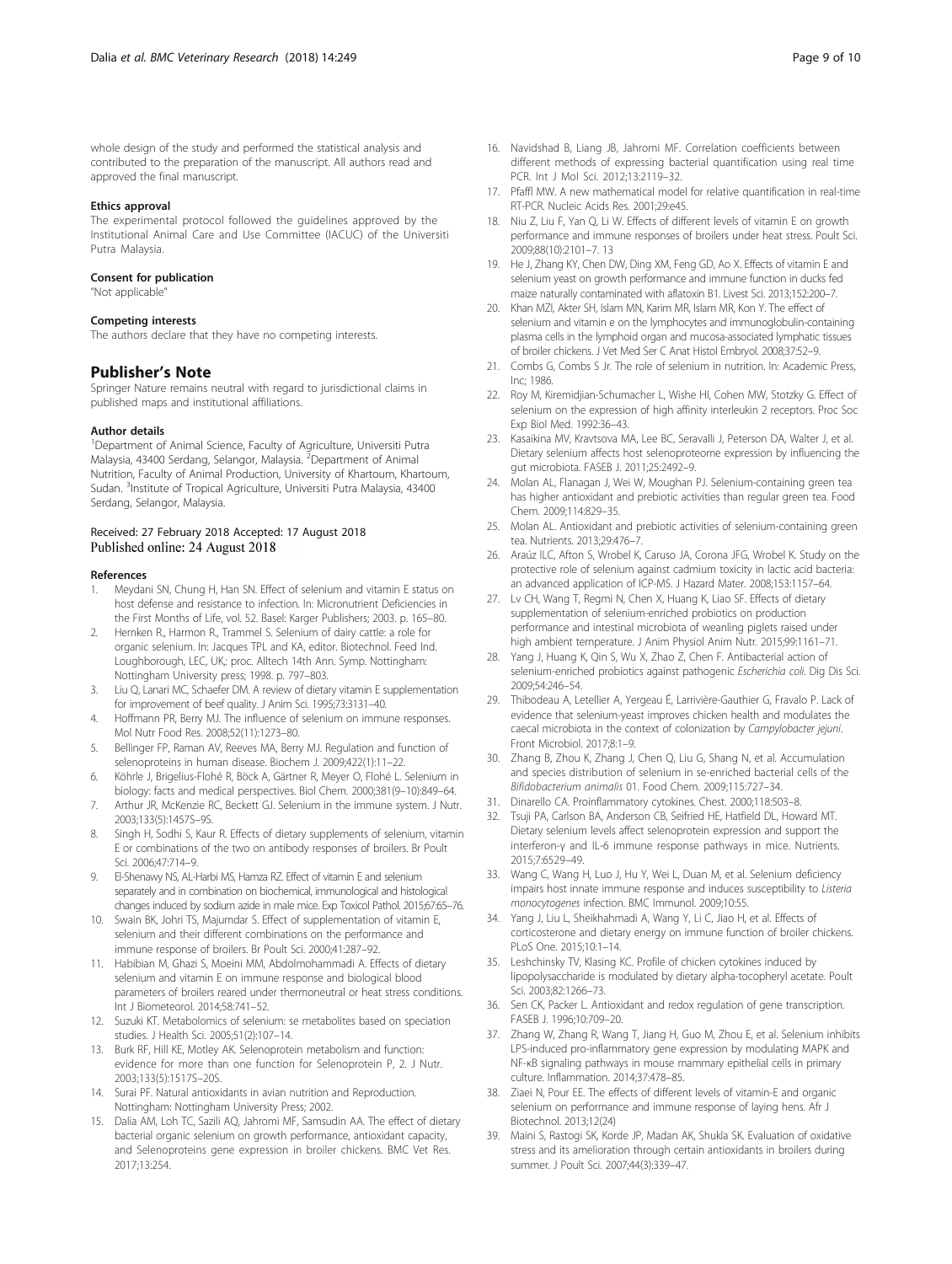whole design of the study and performed the statistical analysis and contributed to the preparation of the manuscript. All authors read and approved the final manuscript.

#### Ethics approval

The experimental protocol followed the guidelines approved by the Institutional Animal Care and Use Committee (IACUC) of the Universiti Putra Malaysia.

#### Consent for publication

"Not applicable"

#### Competing interests

The authors declare that they have no competing interests.

### Publisher's Note

Springer Nature remains neutral with regard to jurisdictional claims in published maps and institutional affiliations.

#### Author details

[1]Department of Animal Science, Faculty of Agriculture, Universiti Putra Malaysia, 43400 Serdang, Selangor, Malaysia. [2]Department of Animal Nutrition, Faculty of Animal Production, University of Khartoum, Khartoum, Sudan. [3]Institute of Tropical Agriculture, Universiti Putra Malaysia, 43400 Serdang, Selangor, Malaysia.

Received: 27 February 2018 Accepted: 17 August 2018
Published online: 24 August 2018

#### References

1. Meydani SN, Chung H, Han SN. Effect of selenium and vitamin E status on host defense and resistance to infection. In: Micronutrient Deficiencies in the First Months of Life, vol. 52. Basel: Karger Publishers; 2003. p. 165–80.
2. Hernken R., Harmon R., Trammel S. Selenium of dairy cattle: a role for organic selenium. In: Jacques TPL and KA, editor. Biotechnol. Feed Ind. Loughborough, LEC, UK,: proc. Alltech 14th Ann. Symp. Nottingham: Nottingham University press; 1998. p. 797–803.
3. Liu Q, Lanari MC, Schaefer DM. A review of dietary vitamin E supplementation for improvement of beef quality. J Anim Sci. 1995;73:3131–40.
4. Hoffmann PR, Berry MJ. The influence of selenium on immune responses. Mol Nutr Food Res. 2008;52(11):1273–80.
5. Bellinger FP, Raman AV, Reeves MA, Berry MJ. Regulation and function of selenoproteins in human disease. Biochem J. 2009;422(1):11–22.
6. Köhrle J, Brigelius-Flohé R, Böck A, Gärtner R, Meyer O, Flohé L. Selenium in biology: facts and medical perspectives. Biol Chem. 2000;381(9–10):849–64.
7. Arthur JR, McKenzie RC, Beckett GJ. Selenium in the immune system. J Nutr. 2003;133(5):1457S–9S.
8. Singh H, Sodhi S, Kaur R. Effects of dietary supplements of selenium, vitamin E or combinations of the two on antibody responses of broilers. Br Poult Sci. 2006;47:714–9.
9. El-Shenawy NS, AL-Harbi MS, Hamza RZ. Effect of vitamin E and selenium separately and in combination on biochemical, immunological and histological changes induced by sodium azide in male mice. Exp Toxicol Pathol. 2015;67:65–76.
10. Swain BK, Johri TS, Majumdar S. Effect of supplementation of vitamin E, selenium and their different combinations on the performance and immune response of broilers. Br Poult Sci. 2000;41:287–92.
11. Habibian M, Ghazi S, Moeini MM, Abdolmohammadi A. Effects of dietary selenium and vitamin E on immune response and biological blood parameters of broilers reared under thermoneutral or heat stress conditions. Int J Biometeorol. 2014;58:741–52.
12. Suzuki KT. Metabolomics of selenium: se metabolites based on speciation studies. J Health Sci. 2005;51(2):107–14.
13. Burk RF, Hill KE, Motley AK. Selenoprotein metabolism and function: evidence for more than one function for Selenoprotein P, 2. J Nutr. 2003;133(5):1517S–20S.
14. Surai PF. Natural antioxidants in avian nutrition and Reproduction. Nottingham: Nottingham University Press; 2002.
15. Dalia AM, Loh TC, Sazili AQ, Jahromi MF, Samsudin AA. The effect of dietary bacterial organic selenium on growth performance, antioxidant capacity, and Selenoproteins gene expression in broiler chickens. BMC Vet Res. 2017;13:254.
16. Navidshad B, Liang JB, Jahromi MF. Correlation coefficients between different methods of expressing bacterial quantification using real time PCR. Int J Mol Sci. 2012;13:2119–32.
17. Pfaffl MW. A new mathematical model for relative quantification in real-time RT-PCR. Nucleic Acids Res. 2001;29:e45.
18. Niu Z, Liu F, Yan Q, Li W. Effects of different levels of vitamin E on growth performance and immune responses of broilers under heat stress. Poult Sci. 2009;88(10):2101–7. 13
19. He J, Zhang KY, Chen DW, Ding XM, Feng GD, Ao X. Effects of vitamin E and selenium yeast on growth performance and immune function in ducks fed maize naturally contaminated with aflatoxin B1. Livest Sci. 2013;152:200–7.
20. Khan MZI, Akter SH, Islam MN, Karim MR, Islam MR, Kon Y. The effect of selenium and vitamin e on the lymphocytes and immunoglobulin-containing plasma cells in the lymphoid organ and mucosa-associated lymphatic tissues of broiler chickens. J Vet Med Ser C Anat Histol Embryol. 2008;37:52–9.
21. Combs G, Combs S Jr. The role of selenium in nutrition. In: Academic Press, Inc; 1986.
22. Roy M, Kiremidjian-Schumacher L, Wishe HI, Cohen MW, Stotzky G. Effect of selenium on the expression of high affinity interleukin 2 receptors. Proc Soc Exp Biol Med. 1992:36–43.
23. Kasaikina MV, Kravtsova MA, Lee BC, Seravalli J, Peterson DA, Walter J, et al. Dietary selenium affects host selenoproteome expression by influencing the gut microbiota. FASEB J. 2011;25:2492–9.
24. Molan AL, Flanagan J, Wei W, Moughan PJ. Selenium-containing green tea has higher antioxidant and prebiotic activities than regular green tea. Food Chem. 2009;114:829–35.
25. Molan AL. Antioxidant and prebiotic activities of selenium-containing green tea. Nutrients. 2013;29:476–7.
26. Araúz ILC, Afton S, Wrobel K, Caruso JA, Corona JFG, Wrobel K. Study on the protective role of selenium against cadmium toxicity in lactic acid bacteria: an advanced application of ICP-MS. J Hazard Mater. 2008;153:1157–64.
27. Lv CH, Wang T, Regmi N, Chen X, Huang K, Liao SF. Effects of dietary supplementation of selenium-enriched probiotics on production performance and intestinal microbiota of weanling piglets raised under high ambient temperature. J Anim Physiol Anim Nutr. 2015;99:1161–71.
28. Yang J, Huang K, Qin S, Wu X, Zhao Z, Chen F. Antibacterial action of selenium-enriched probiotics against pathogenic *Escherichia coli*. Dig Dis Sci. 2009;54:246–54.
29. Thibodeau A, Letellier A, Yergeau É, Larrivière-Gauthier G, Fravalo P. Lack of evidence that selenium-yeast improves chicken health and modulates the caecal microbiota in the context of colonization by *Campylobacter jejuni*. Front Microbiol. 2017;8:1–9.
30. Zhang B, Zhou K, Zhang J, Chen Q, Liu G, Shang N, et al. Accumulation and species distribution of selenium in se-enriched bacterial cells of the *Bifidobacterium animalis* 01. Food Chem. 2009;115:727–34.
31. Dinarello CA. Proinflammatory cytokines. Chest. 2000;118:503–8.
32. Tsuji PA, Carlson BA, Anderson CB, Seifried HE, Hatfield DL, Howard MT. Dietary selenium levels affect selenoprotein expression and support the interferon-γ and IL-6 immune response pathways in mice. Nutrients. 2015;7:6529–49.
33. Wang C, Wang H, Luo J, Hu Y, Wei L, Duan M, et al. Selenium deficiency impairs host innate immune response and induces susceptibility to *Listeria monocytogenes* infection. BMC Immunol. 2009;10:55.
34. Yang J, Liu L, Sheikhahmadi A, Wang Y, Li C, Jiao H, et al. Effects of corticosterone and dietary energy on immune function of broiler chickens. PLoS One. 2015;10:1–14.
35. Leshchinsky TV, Klasing KC. Profile of chicken cytokines induced by lipopolysaccharide is modulated by dietary alpha-tocopheryl acetate. Poult Sci. 2003;82:1266–73.
36. Sen CK, Packer L. Antioxidant and redox regulation of gene transcription. FASEB J. 1996;10:709–20.
37. Zhang W, Zhang R, Wang T, Jiang H, Guo M, Zhou E, et al. Selenium inhibits LPS-induced pro-inflammatory gene expression by modulating MAPK and NF-κB signaling pathways in mouse mammary epithelial cells in primary culture. Inflammation. 2014;37:478–85.
38. Ziaei N, Pour EE. The effects of different levels of vitamin-E and organic selenium on performance and immune response of laying hens. Afr J Biotechnol. 2013;12(24)
39. Maini S, Rastogi SK, Korde JP, Madan AK, Shukla SK. Evaluation of oxidative stress and its amelioration through certain antioxidants in broilers during summer. J Poult Sci. 2007;44(3):339–47.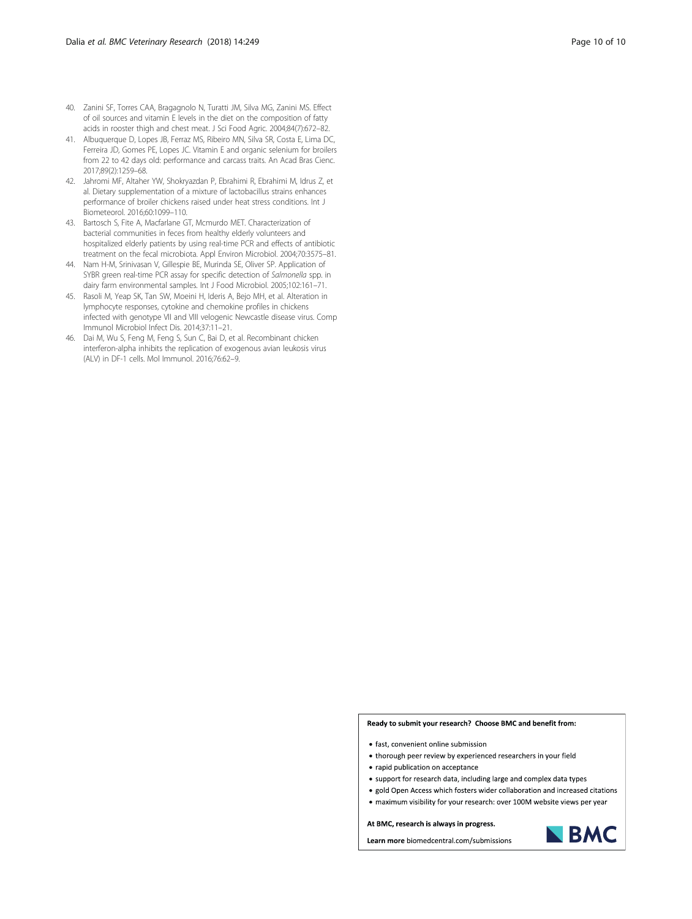40. Zanini SF, Torres CAA, Bragagnolo N, Turatti JM, Silva MG, Zanini MS. Effect of oil sources and vitamin E levels in the diet on the composition of fatty acids in rooster thigh and chest meat. J Sci Food Agric. 2004;84(7):672–82.
41. Albuquerque D, Lopes JB, Ferraz MS, Ribeiro MN, Silva SR, Costa E, Lima DC, Ferreira JD, Gomes PE, Lopes JC. Vitamin E and organic selenium for broilers from 22 to 42 days old: performance and carcass traits. An Acad Bras Cienc. 2017;89(2):1259–68.
42. Jahromi MF, Altaher YW, Shokryazdan P, Ebrahimi R, Ebrahimi M, Idrus Z, et al. Dietary supplementation of a mixture of lactobacillus strains enhances performance of broiler chickens raised under heat stress conditions. Int J Biometeorol. 2016;60:1099–110.
43. Bartosch S, Fite A, Macfarlane GT, Mcmurdo MET. Characterization of bacterial communities in feces from healthy elderly volunteers and hospitalized elderly patients by using real-time PCR and effects of antibiotic treatment on the fecal microbiota. Appl Environ Microbiol. 2004;70:3575–81.
44. Nam H-M, Srinivasan V, Gillespie BE, Murinda SE, Oliver SP. Application of SYBR green real-time PCR assay for specific detection of *Salmonella* spp. in dairy farm environmental samples. Int J Food Microbiol. 2005;102:161–71.
45. Rasoli M, Yeap SK, Tan SW, Moeini H, Ideris A, Bejo MH, et al. Alteration in lymphocyte responses, cytokine and chemokine profiles in chickens infected with genotype VII and VIII velogenic Newcastle disease virus. Comp Immunol Microbiol Infect Dis. 2014;37:11–21.
46. Dai M, Wu S, Feng M, Feng S, Sun C, Bai D, et al. Recombinant chicken interferon-alpha inhibits the replication of exogenous avian leukosis virus (ALV) in DF-1 cells. Mol Immunol. 2016;76:62–9.

**Ready to submit your research? Choose BMC and benefit from:**

- fast, convenient online submission
- thorough peer review by experienced researchers in your field
- rapid publication on acceptance
- support for research data, including large and complex data types
- gold Open Access which fosters wider collaboration and increased citations
- maximum visibility for your research: over 100M website views per year

**At BMC, research is always in progress.**

**Learn more** biomedcentral.com/submissions

BMC